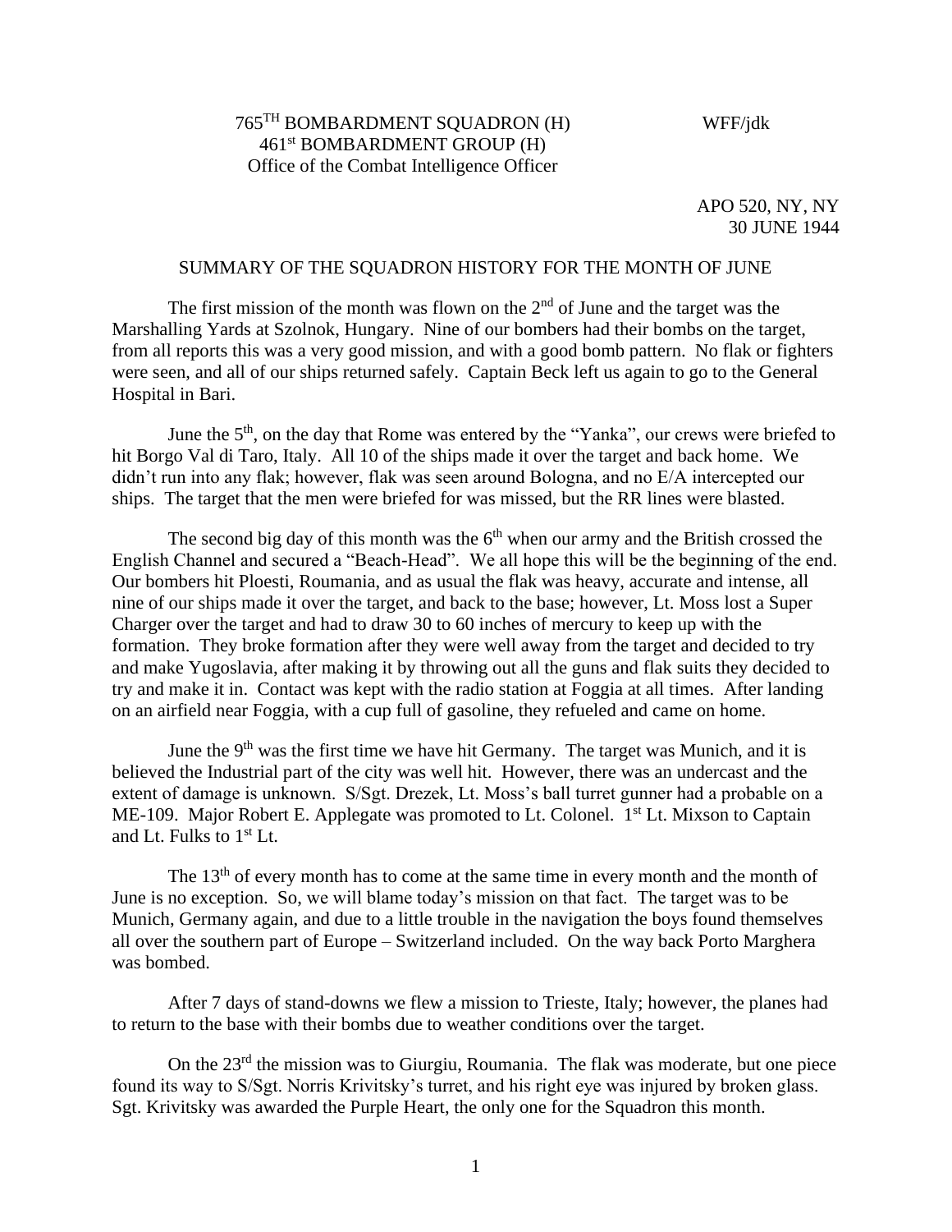765[TH] BOMBARDMENT SQUADRON (H) WFF/jdk
461[st] BOMBARDMENT GROUP (H)
Office of the Combat Intelligence Officer

APO 520, NY, NY
30 JUNE 1944

## SUMMARY OF THE SQUADRON HISTORY FOR THE MONTH OF JUNE

The first mission of the month was flown on the 2[nd] of June and the target was the Marshalling Yards at Szolnok, Hungary. Nine of our bombers had their bombs on the target, from all reports this was a very good mission, and with a good bomb pattern. No flak or fighters were seen, and all of our ships returned safely. Captain Beck left us again to go to the General Hospital in Bari.

June the 5[th], on the day that Rome was entered by the "Yanka", our crews were briefed to hit Borgo Val di Taro, Italy. All 10 of the ships made it over the target and back home. We didn't run into any flak; however, flak was seen around Bologna, and no E/A intercepted our ships. The target that the men were briefed for was missed, but the RR lines were blasted.

The second big day of this month was the 6[th] when our army and the British crossed the English Channel and secured a "Beach-Head". We all hope this will be the beginning of the end. Our bombers hit Ploesti, Roumania, and as usual the flak was heavy, accurate and intense, all nine of our ships made it over the target, and back to the base; however, Lt. Moss lost a Super Charger over the target and had to draw 30 to 60 inches of mercury to keep up with the formation. They broke formation after they were well away from the target and decided to try and make Yugoslavia, after making it by throwing out all the guns and flak suits they decided to try and make it in. Contact was kept with the radio station at Foggia at all times. After landing on an airfield near Foggia, with a cup full of gasoline, they refueled and came on home.

June the 9[th] was the first time we have hit Germany. The target was Munich, and it is believed the Industrial part of the city was well hit. However, there was an undercast and the extent of damage is unknown. S/Sgt. Drezek, Lt. Moss's ball turret gunner had a probable on a ME-109. Major Robert E. Applegate was promoted to Lt. Colonel. 1[st] Lt. Mixson to Captain and Lt. Fulks to 1[st] Lt.

The 13[th] of every month has to come at the same time in every month and the month of June is no exception. So, we will blame today's mission on that fact. The target was to be Munich, Germany again, and due to a little trouble in the navigation the boys found themselves all over the southern part of Europe – Switzerland included. On the way back Porto Marghera was bombed.

After 7 days of stand-downs we flew a mission to Trieste, Italy; however, the planes had to return to the base with their bombs due to weather conditions over the target.

On the 23[rd] the mission was to Giurgiu, Roumania. The flak was moderate, but one piece found its way to S/Sgt. Norris Krivitsky's turret, and his right eye was injured by broken glass. Sgt. Krivitsky was awarded the Purple Heart, the only one for the Squadron this month.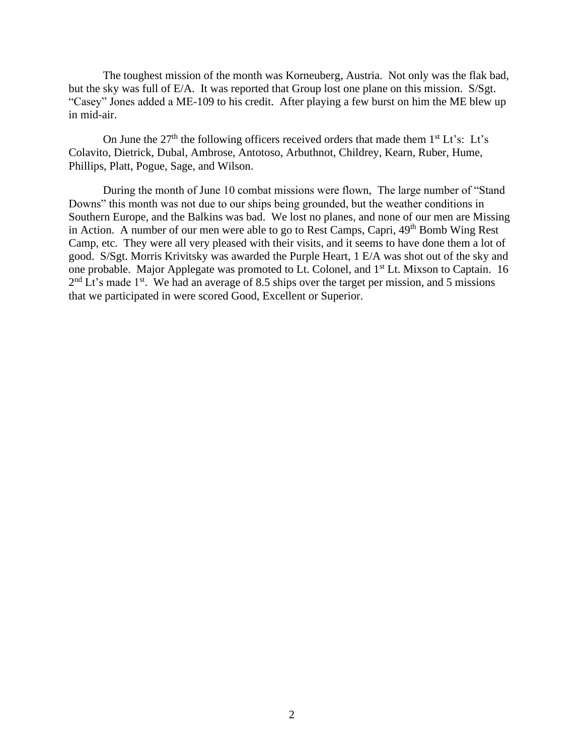The toughest mission of the month was Korneuberg, Austria. Not only was the flak bad, but the sky was full of E/A. It was reported that Group lost one plane on this mission. S/Sgt. "Casey" Jones added a ME-109 to his credit. After playing a few burst on him the ME blew up in mid-air.

On June the 27th the following officers received orders that made them 1st Lt's: Lt's Colavito, Dietrick, Dubal, Ambrose, Antotoso, Arbuthnot, Childrey, Kearn, Ruber, Hume, Phillips, Platt, Pogue, Sage, and Wilson.

During the month of June 10 combat missions were flown, The large number of "Stand Downs" this month was not due to our ships being grounded, but the weather conditions in Southern Europe, and the Balkins was bad. We lost no planes, and none of our men are Missing in Action. A number of our men were able to go to Rest Camps, Capri, 49th Bomb Wing Rest Camp, etc. They were all very pleased with their visits, and it seems to have done them a lot of good. S/Sgt. Morris Krivitsky was awarded the Purple Heart, 1 E/A was shot out of the sky and one probable. Major Applegate was promoted to Lt. Colonel, and 1st Lt. Mixson to Captain. 16 2nd Lt's made 1st. We had an average of 8.5 ships over the target per mission, and 5 missions that we participated in were scored Good, Excellent or Superior.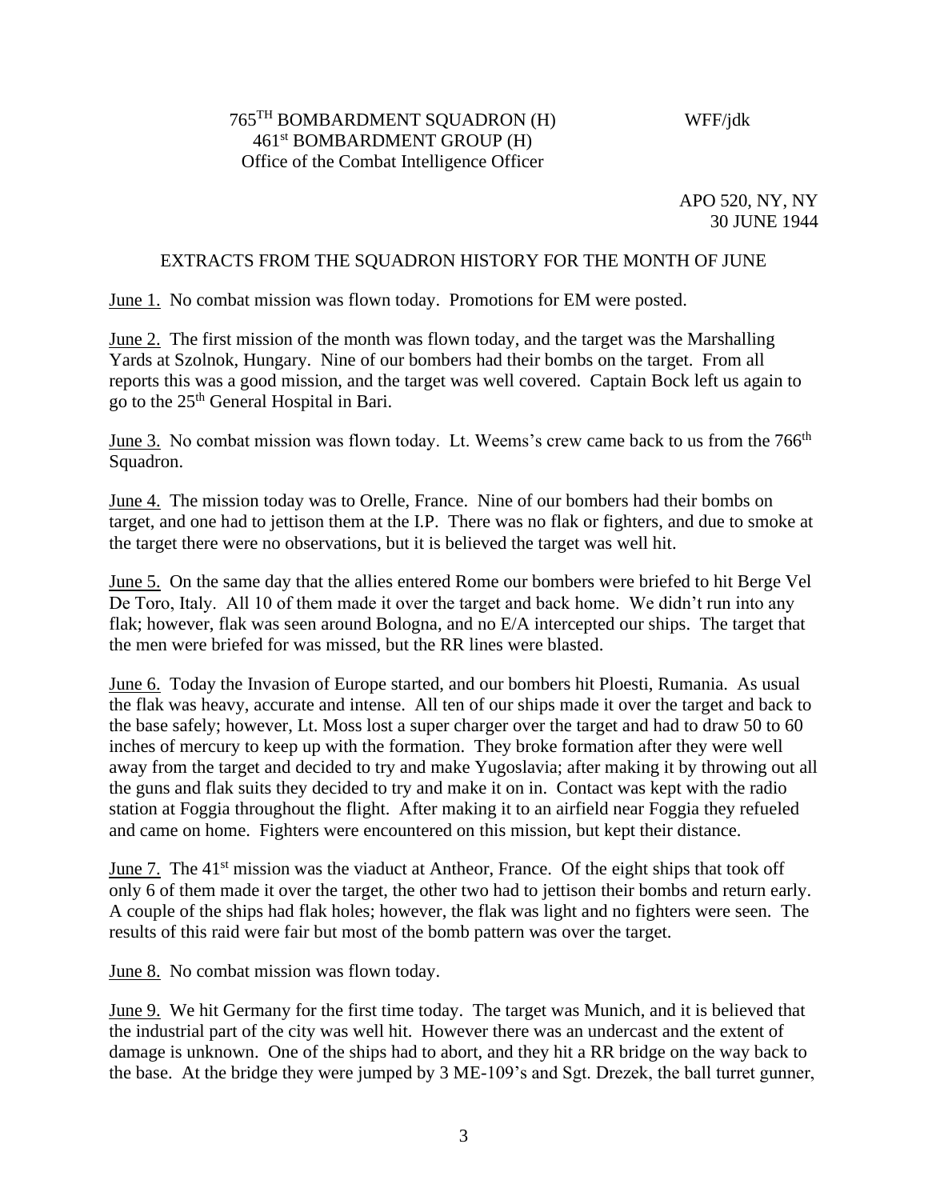765[TH] BOMBARDMENT SQUADRON (H)  
461[st] BOMBARDMENT GROUP (H)  
Office of the Combat Intelligence Officer

WFF/jdk

APO 520, NY, NY  
30 JUNE 1944

EXTRACTS FROM THE SQUADRON HISTORY FOR THE MONTH OF JUNE

June 1. No combat mission was flown today. Promotions for EM were posted.

June 2. The first mission of the month was flown today, and the target was the Marshalling Yards at Szolnok, Hungary. Nine of our bombers had their bombs on the target. From all reports this was a good mission, and the target was well covered. Captain Bock left us again to go to the 25[th] General Hospital in Bari.

June 3. No combat mission was flown today. Lt. Weems's crew came back to us from the 766[th] Squadron.

June 4. The mission today was to Orelle, France. Nine of our bombers had their bombs on target, and one had to jettison them at the I.P. There was no flak or fighters, and due to smoke at the target there were no observations, but it is believed the target was well hit.

June 5. On the same day that the allies entered Rome our bombers were briefed to hit Berge Vel De Toro, Italy. All 10 of them made it over the target and back home. We didn't run into any flak; however, flak was seen around Bologna, and no E/A intercepted our ships. The target that the men were briefed for was missed, but the RR lines were blasted.

June 6. Today the Invasion of Europe started, and our bombers hit Ploesti, Rumania. As usual the flak was heavy, accurate and intense. All ten of our ships made it over the target and back to the base safely; however, Lt. Moss lost a super charger over the target and had to draw 50 to 60 inches of mercury to keep up with the formation. They broke formation after they were well away from the target and decided to try and make Yugoslavia; after making it by throwing out all the guns and flak suits they decided to try and make it on in. Contact was kept with the radio station at Foggia throughout the flight. After making it to an airfield near Foggia they refueled and came on home. Fighters were encountered on this mission, but kept their distance.

June 7. The 41[st] mission was the viaduct at Antheor, France. Of the eight ships that took off only 6 of them made it over the target, the other two had to jettison their bombs and return early. A couple of the ships had flak holes; however, the flak was light and no fighters were seen. The results of this raid were fair but most of the bomb pattern was over the target.

June 8. No combat mission was flown today.

June 9. We hit Germany for the first time today. The target was Munich, and it is believed that the industrial part of the city was well hit. However there was an undercast and the extent of damage is unknown. One of the ships had to abort, and they hit a RR bridge on the way back to the base. At the bridge they were jumped by 3 ME-109's and Sgt. Drezek, the ball turret gunner,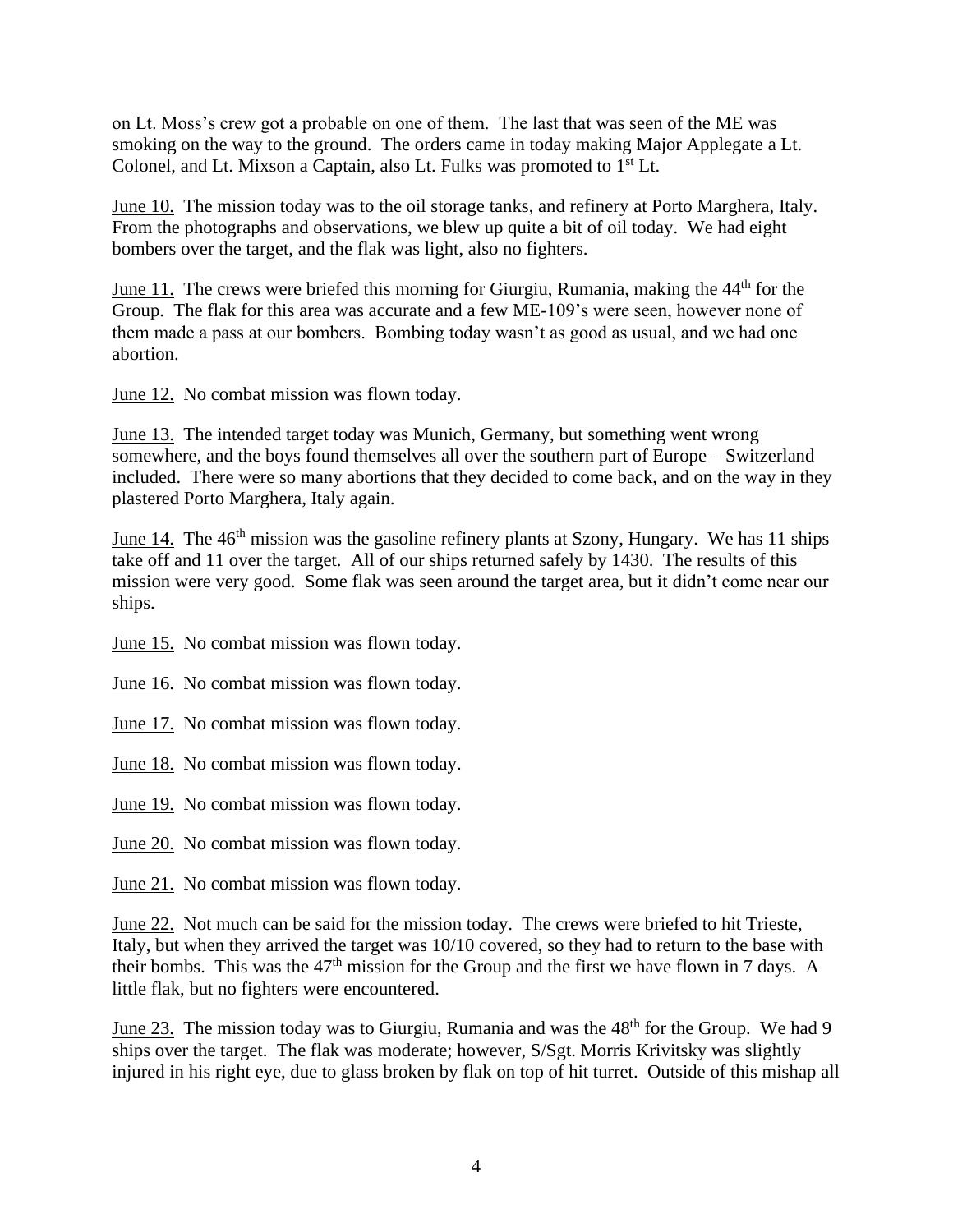on Lt. Moss's crew got a probable on one of them. The last that was seen of the ME was smoking on the way to the ground. The orders came in today making Major Applegate a Lt. Colonel, and Lt. Mixson a Captain, also Lt. Fulks was promoted to 1st Lt.

June 10. The mission today was to the oil storage tanks, and refinery at Porto Marghera, Italy. From the photographs and observations, we blew up quite a bit of oil today. We had eight bombers over the target, and the flak was light, also no fighters.

June 11. The crews were briefed this morning for Giurgiu, Rumania, making the 44th for the Group. The flak for this area was accurate and a few ME-109's were seen, however none of them made a pass at our bombers. Bombing today wasn't as good as usual, and we had one abortion.

June 12. No combat mission was flown today.

June 13. The intended target today was Munich, Germany, but something went wrong somewhere, and the boys found themselves all over the southern part of Europe – Switzerland included. There were so many abortions that they decided to come back, and on the way in they plastered Porto Marghera, Italy again.

June 14. The 46th mission was the gasoline refinery plants at Szony, Hungary. We has 11 ships take off and 11 over the target. All of our ships returned safely by 1430. The results of this mission were very good. Some flak was seen around the target area, but it didn't come near our ships.

June 15. No combat mission was flown today.

June 16. No combat mission was flown today.

June 17. No combat mission was flown today.

June 18. No combat mission was flown today.

June 19. No combat mission was flown today.

June 20. No combat mission was flown today.

June 21. No combat mission was flown today.

June 22. Not much can be said for the mission today. The crews were briefed to hit Trieste, Italy, but when they arrived the target was 10/10 covered, so they had to return to the base with their bombs. This was the 47th mission for the Group and the first we have flown in 7 days. A little flak, but no fighters were encountered.

June 23. The mission today was to Giurgiu, Rumania and was the 48th for the Group. We had 9 ships over the target. The flak was moderate; however, S/Sgt. Morris Krivitsky was slightly injured in his right eye, due to glass broken by flak on top of hit turret. Outside of this mishap all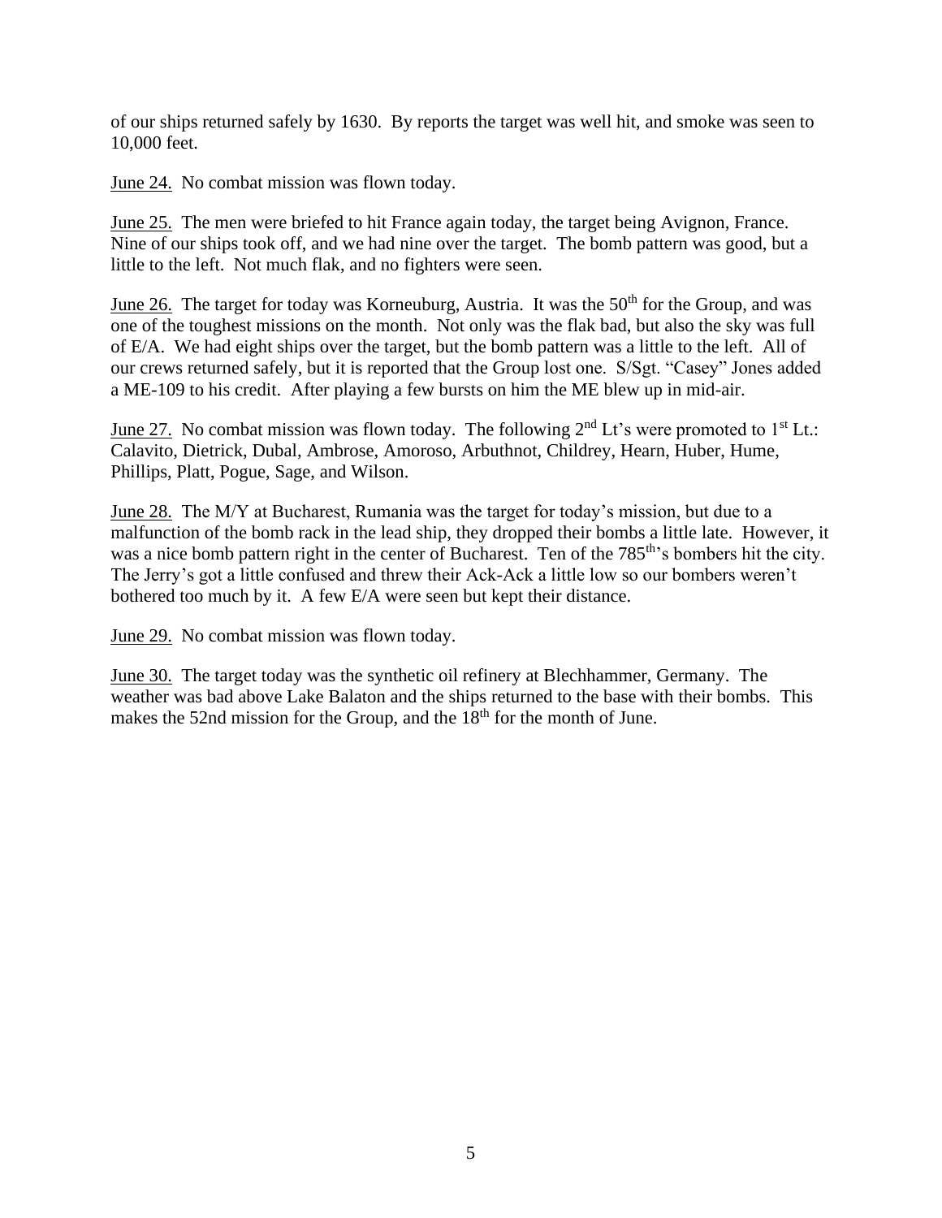of our ships returned safely by 1630. By reports the target was well hit, and smoke was seen to 10,000 feet.

June 24. No combat mission was flown today.

June 25. The men were briefed to hit France again today, the target being Avignon, France. Nine of our ships took off, and we had nine over the target. The bomb pattern was good, but a little to the left. Not much flak, and no fighters were seen.

June 26. The target for today was Korneuburg, Austria. It was the 50th for the Group, and was one of the toughest missions on the month. Not only was the flak bad, but also the sky was full of E/A. We had eight ships over the target, but the bomb pattern was a little to the left. All of our crews returned safely, but it is reported that the Group lost one. S/Sgt. "Casey" Jones added a ME-109 to his credit. After playing a few bursts on him the ME blew up in mid-air.

June 27. No combat mission was flown today. The following 2nd Lt's were promoted to 1st Lt.: Calavito, Dietrick, Dubal, Ambrose, Amoroso, Arbuthnot, Childrey, Hearn, Huber, Hume, Phillips, Platt, Pogue, Sage, and Wilson.

June 28. The M/Y at Bucharest, Rumania was the target for today's mission, but due to a malfunction of the bomb rack in the lead ship, they dropped their bombs a little late. However, it was a nice bomb pattern right in the center of Bucharest. Ten of the 785th's bombers hit the city. The Jerry's got a little confused and threw their Ack-Ack a little low so our bombers weren't bothered too much by it. A few E/A were seen but kept their distance.

June 29. No combat mission was flown today.

June 30. The target today was the synthetic oil refinery at Blechhammer, Germany. The weather was bad above Lake Balaton and the ships returned to the base with their bombs. This makes the 52nd mission for the Group, and the 18th for the month of June.